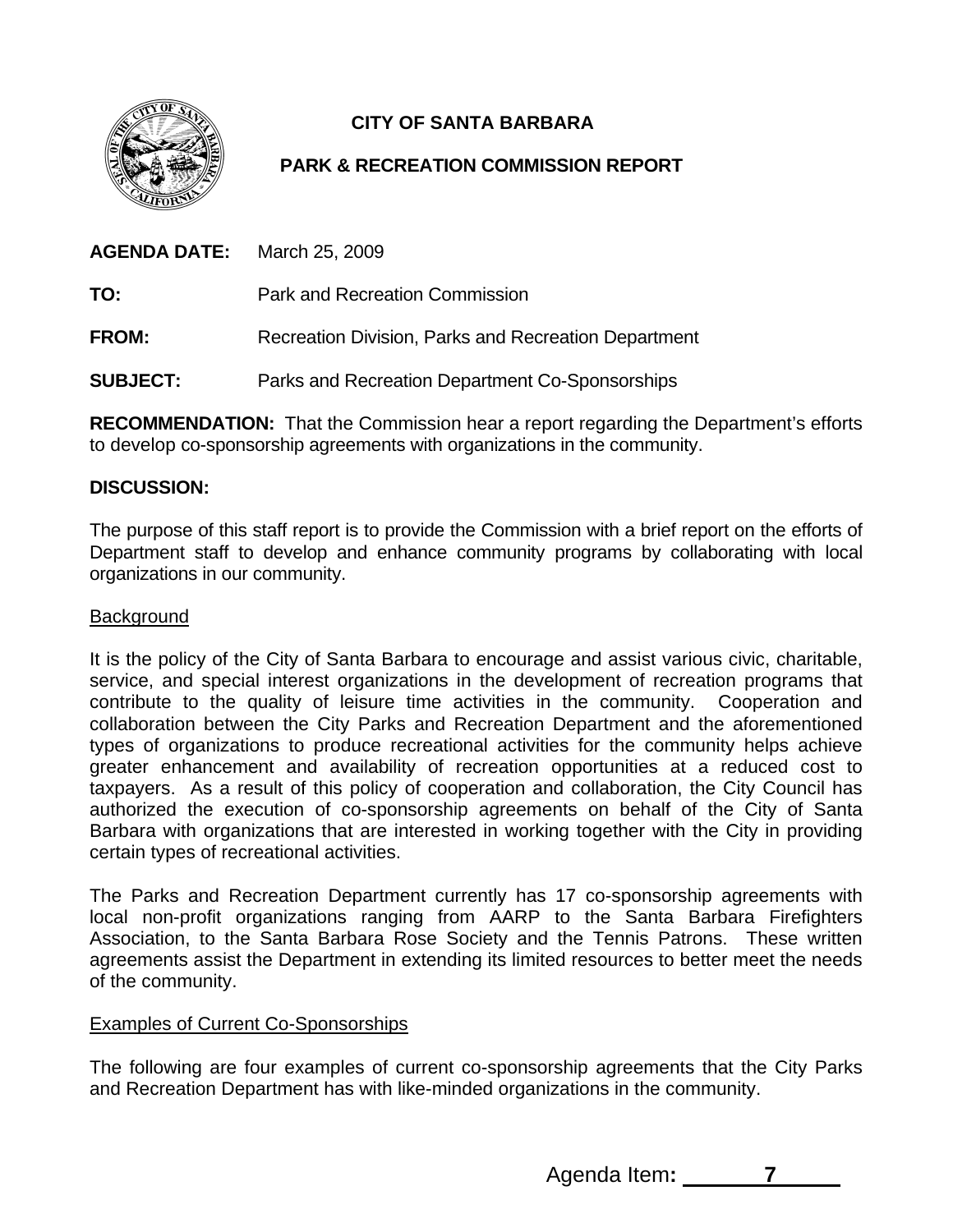# CITY OF SANTA BARBARA

## PARK & RECREATION COMMISSION REPORT

**AGENDA DATE:** March 25, 2009

**TO:** Park and Recreation Commission

**FROM:** Recreation Division, Parks and Recreation Department

**SUBJECT:** Parks and Recreation Department Co-Sponsorships

**RECOMMENDATION:** That the Commission hear a report regarding the Department's efforts to develop co-sponsorship agreements with organizations in the community.

**DISCUSSION:**

The purpose of this staff report is to provide the Commission with a brief report on the efforts of Department staff to develop and enhance community programs by collaborating with local organizations in our community.

Background

It is the policy of the City of Santa Barbara to encourage and assist various civic, charitable, service, and special interest organizations in the development of recreation programs that contribute to the quality of leisure time activities in the community. Cooperation and collaboration between the City Parks and Recreation Department and the aforementioned types of organizations to produce recreational activities for the community helps achieve greater enhancement and availability of recreation opportunities at a reduced cost to taxpayers. As a result of this policy of cooperation and collaboration, the City Council has authorized the execution of co-sponsorship agreements on behalf of the City of Santa Barbara with organizations that are interested in working together with the City in providing certain types of recreational activities.

The Parks and Recreation Department currently has 17 co-sponsorship agreements with local non-profit organizations ranging from AARP to the Santa Barbara Firefighters Association, to the Santa Barbara Rose Society and the Tennis Patrons. These written agreements assist the Department in extending its limited resources to better meet the needs of the community.

Examples of Current Co-Sponsorships

The following are four examples of current co-sponsorship agreements that the City Parks and Recreation Department has with like-minded organizations in the community.

Agenda Item**:** 7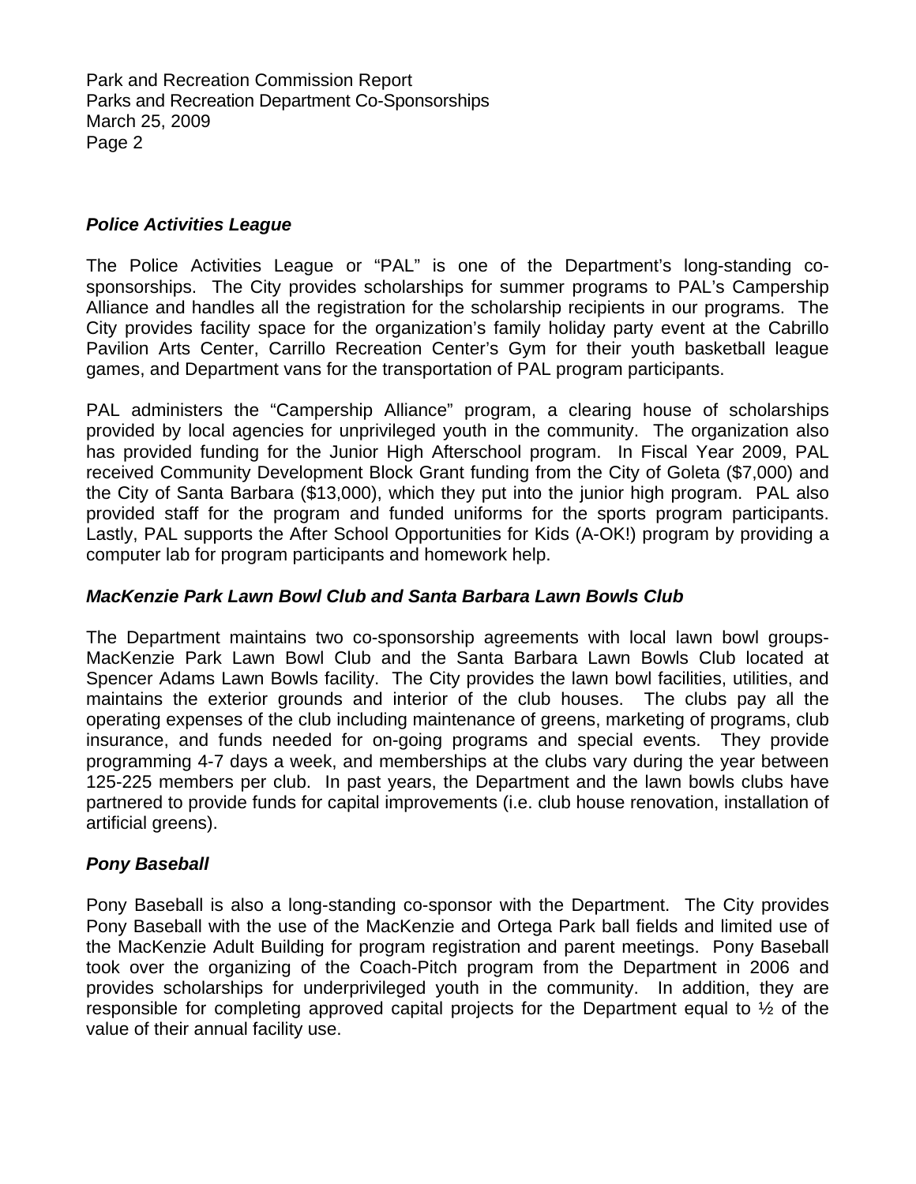### *Police Activities League*

The Police Activities League or "PAL" is one of the Department's long-standing co-sponsorships. The City provides scholarships for summer programs to PAL's Campership Alliance and handles all the registration for the scholarship recipients in our programs. The City provides facility space for the organization's family holiday party event at the Cabrillo Pavilion Arts Center, Carrillo Recreation Center's Gym for their youth basketball league games, and Department vans for the transportation of PAL program participants.

PAL administers the "Campership Alliance" program, a clearing house of scholarships provided by local agencies for unprivileged youth in the community. The organization also has provided funding for the Junior High Afterschool program. In Fiscal Year 2009, PAL received Community Development Block Grant funding from the City of Goleta ($7,000) and the City of Santa Barbara ($13,000), which they put into the junior high program. PAL also provided staff for the program and funded uniforms for the sports program participants. Lastly, PAL supports the After School Opportunities for Kids (A-OK!) program by providing a computer lab for program participants and homework help.

### *MacKenzie Park Lawn Bowl Club and Santa Barbara Lawn Bowls Club*

The Department maintains two co-sponsorship agreements with local lawn bowl groups- MacKenzie Park Lawn Bowl Club and the Santa Barbara Lawn Bowls Club located at Spencer Adams Lawn Bowls facility. The City provides the lawn bowl facilities, utilities, and maintains the exterior grounds and interior of the club houses. The clubs pay all the operating expenses of the club including maintenance of greens, marketing of programs, club insurance, and funds needed for on-going programs and special events. They provide programming 4-7 days a week, and memberships at the clubs vary during the year between 125-225 members per club. In past years, the Department and the lawn bowls clubs have partnered to provide funds for capital improvements (i.e. club house renovation, installation of artificial greens).

### *Pony Baseball*

Pony Baseball is also a long-standing co-sponsor with the Department. The City provides Pony Baseball with the use of the MacKenzie and Ortega Park ball fields and limited use of the MacKenzie Adult Building for program registration and parent meetings. Pony Baseball took over the organizing of the Coach-Pitch program from the Department in 2006 and provides scholarships for underprivileged youth in the community. In addition, they are responsible for completing approved capital projects for the Department equal to ½ of the value of their annual facility use.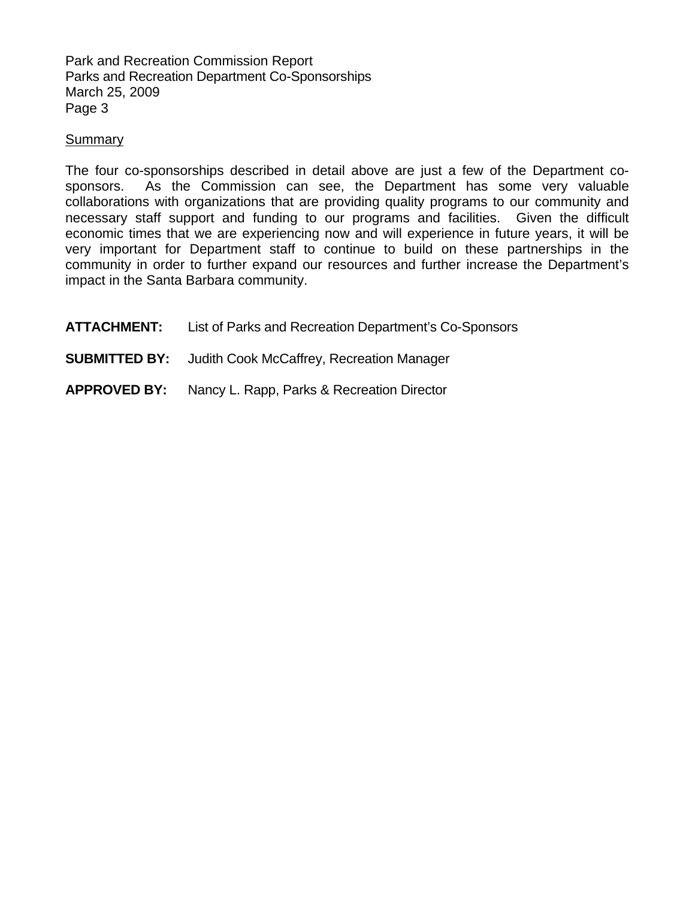Summary

The four co-sponsorships described in detail above are just a few of the Department co-sponsors. As the Commission can see, the Department has some very valuable collaborations with organizations that are providing quality programs to our community and necessary staff support and funding to our programs and facilities. Given the difficult economic times that we are experiencing now and will experience in future years, it will be very important for Department staff to continue to build on these partnerships in the community in order to further expand our resources and further increase the Department's impact in the Santa Barbara community.

**ATTACHMENT:** List of Parks and Recreation Department's Co-Sponsors

**SUBMITTED BY:** Judith Cook McCaffrey, Recreation Manager

**APPROVED BY:** Nancy L. Rapp, Parks & Recreation Director